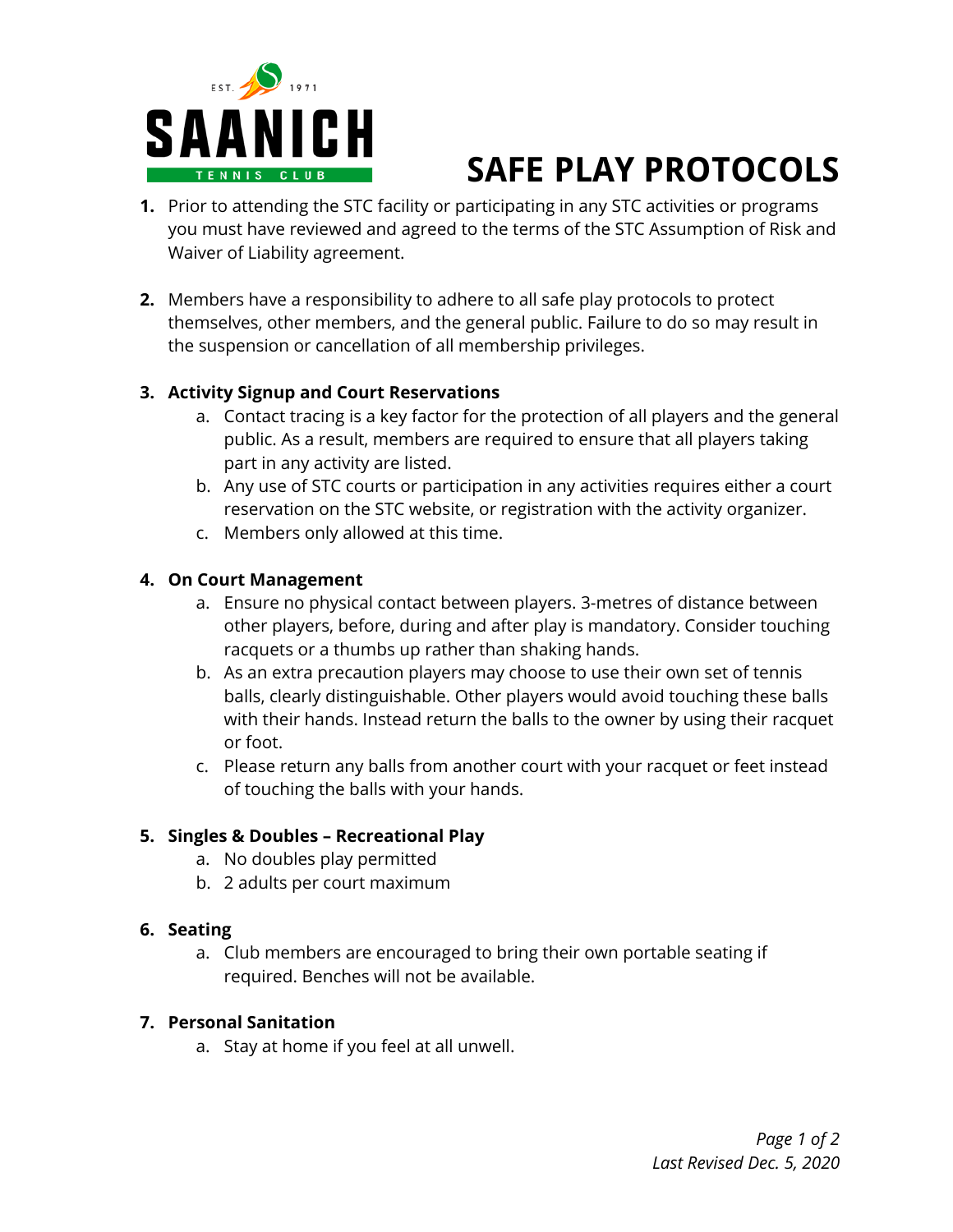SAANICH TENNIS CLUB EST. 1971

# SAFE PLAY PROTOCOLS

1. Prior to attending the STC facility or participating in any STC activities or programs you must have reviewed and agreed to the terms of the STC Assumption of Risk and Waiver of Liability agreement.

2. Members have a responsibility to adhere to all safe play protocols to protect themselves, other members, and the general public. Failure to do so may result in the suspension or cancellation of all membership privileges.

3. **Activity Signup and Court Reservations**
   a. Contact tracing is a key factor for the protection of all players and the general public. As a result, members are required to ensure that all players taking part in any activity are listed.
   b. Any use of STC courts or participation in any activities requires either a court reservation on the STC website, or registration with the activity organizer.
   c. Members only allowed at this time.

4. **On Court Management**
   a. Ensure no physical contact between players. 3-metres of distance between other players, before, during and after play is mandatory. Consider touching racquets or a thumbs up rather than shaking hands.
   b. As an extra precaution players may choose to use their own set of tennis balls, clearly distinguishable. Other players would avoid touching these balls with their hands. Instead return the balls to the owner by using their racquet or foot.
   c. Please return any balls from another court with your racquet or feet instead of touching the balls with your hands.

5. **Singles & Doubles – Recreational Play**
   a. No doubles play permitted
   b. 2 adults per court maximum

6. **Seating**
   a. Club members are encouraged to bring their own portable seating if required. Benches will not be available.

7. **Personal Sanitation**
   a. Stay at home if you feel at all unwell.

*Last Revised Dec. 5, 2020*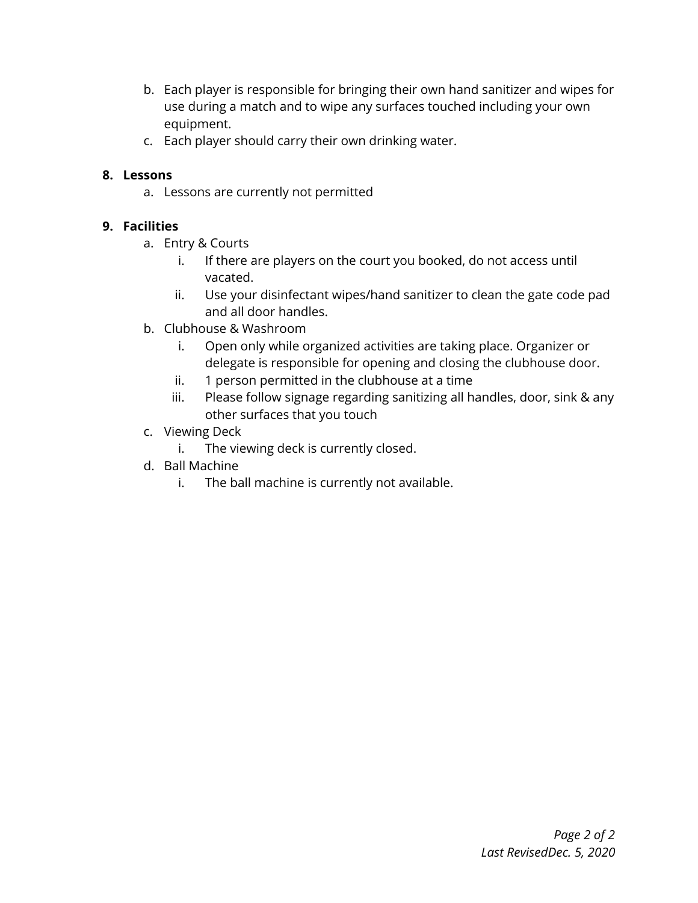b. Each player is responsible for bringing their own hand sanitizer and wipes for use during a match and to wipe any surfaces touched including your own equipment.
c. Each player should carry their own drinking water.

**8. Lessons**

a. Lessons are currently not permitted

**9. Facilities**

a. Entry & Courts
   i. If there are players on the court you booked, do not access until vacated.
   ii. Use your disinfectant wipes/hand sanitizer to clean the gate code pad and all door handles.
b. Clubhouse & Washroom
   i. Open only while organized activities are taking place. Organizer or delegate is responsible for opening and closing the clubhouse door.
   ii. 1 person permitted in the clubhouse at a time
   iii. Please follow signage regarding sanitizing all handles, door, sink & any other surfaces that you touch
c. Viewing Deck
   i. The viewing deck is currently closed.
d. Ball Machine
   i. The ball machine is currently not available.

*Last RevisedDec. 5, 2020*